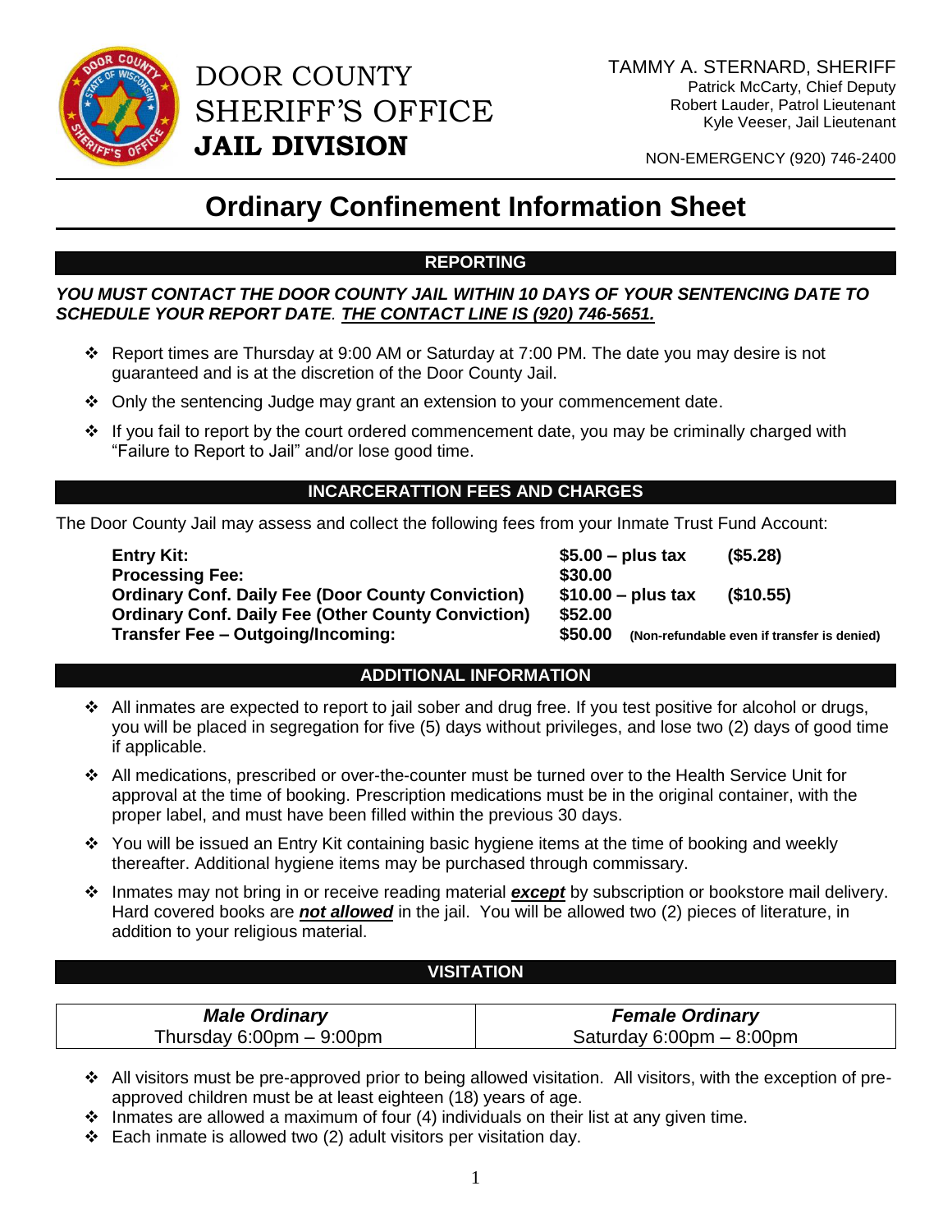# DOOR COUNTY SHERIFF'S OFFICE
# JAIL DIVISION

TAMMY A. STERNARD, SHERIFF
Patrick McCarty, Chief Deputy
Robert Lauder, Patrol Lieutenant
Kyle Veeser, Jail Lieutenant

NON-EMERGENCY (920) 746-2400

## Ordinary Confinement Information Sheet

### REPORTING

***YOU MUST CONTACT THE DOOR COUNTY JAIL WITHIN 10 DAYS OF YOUR SENTENCING DATE TO SCHEDULE YOUR REPORT DATE. THE CONTACT LINE IS (920) 746-5651.***

- Report times are Thursday at 9:00 AM or Saturday at 7:00 PM. The date you may desire is not guaranteed and is at the discretion of the Door County Jail.
- Only the sentencing Judge may grant an extension to your commencement date.
- If you fail to report by the court ordered commencement date, you may be criminally charged with "Failure to Report to Jail" and/or lose good time.

### INCARCERATTION FEES AND CHARGES

The Door County Jail may assess and collect the following fees from your Inmate Trust Fund Account:

| | | |
|---|---|---|
| **Entry Kit:** | **$5.00 – plus tax** | **($5.28)** |
| **Processing Fee:** | **$30.00** | |
| **Ordinary Conf. Daily Fee (Door County Conviction)** | **$10.00 – plus tax** | **($10.55)** |
| **Ordinary Conf. Daily Fee (Other County Conviction)** | **$52.00** | |
| **Transfer Fee – Outgoing/Incoming:** | **$50.00** | **(Non-refundable even if transfer is denied)** |

### ADDITIONAL INFORMATION

- All inmates are expected to report to jail sober and drug free. If you test positive for alcohol or drugs, you will be placed in segregation for five (5) days without privileges, and lose two (2) days of good time if applicable.
- All medications, prescribed or over-the-counter must be turned over to the Health Service Unit for approval at the time of booking. Prescription medications must be in the original container, with the proper label, and must have been filled within the previous 30 days.
- You will be issued an Entry Kit containing basic hygiene items at the time of booking and weekly thereafter. Additional hygiene items may be purchased through commissary.
- Inmates may not bring in or receive reading material ***except*** by subscription or bookstore mail delivery. Hard covered books are ***not allowed*** in the jail. You will be allowed two (2) pieces of literature, in addition to your religious material.

### VISITATION

| *Male Ordinary* | *Female Ordinary* |
|---|---|
| Thursday 6:00pm – 9:00pm | Saturday 6:00pm – 8:00pm |

- All visitors must be pre-approved prior to being allowed visitation. All visitors, with the exception of pre-approved children must be at least eighteen (18) years of age.
- Inmates are allowed a maximum of four (4) individuals on their list at any given time.
- Each inmate is allowed two (2) adult visitors per visitation day.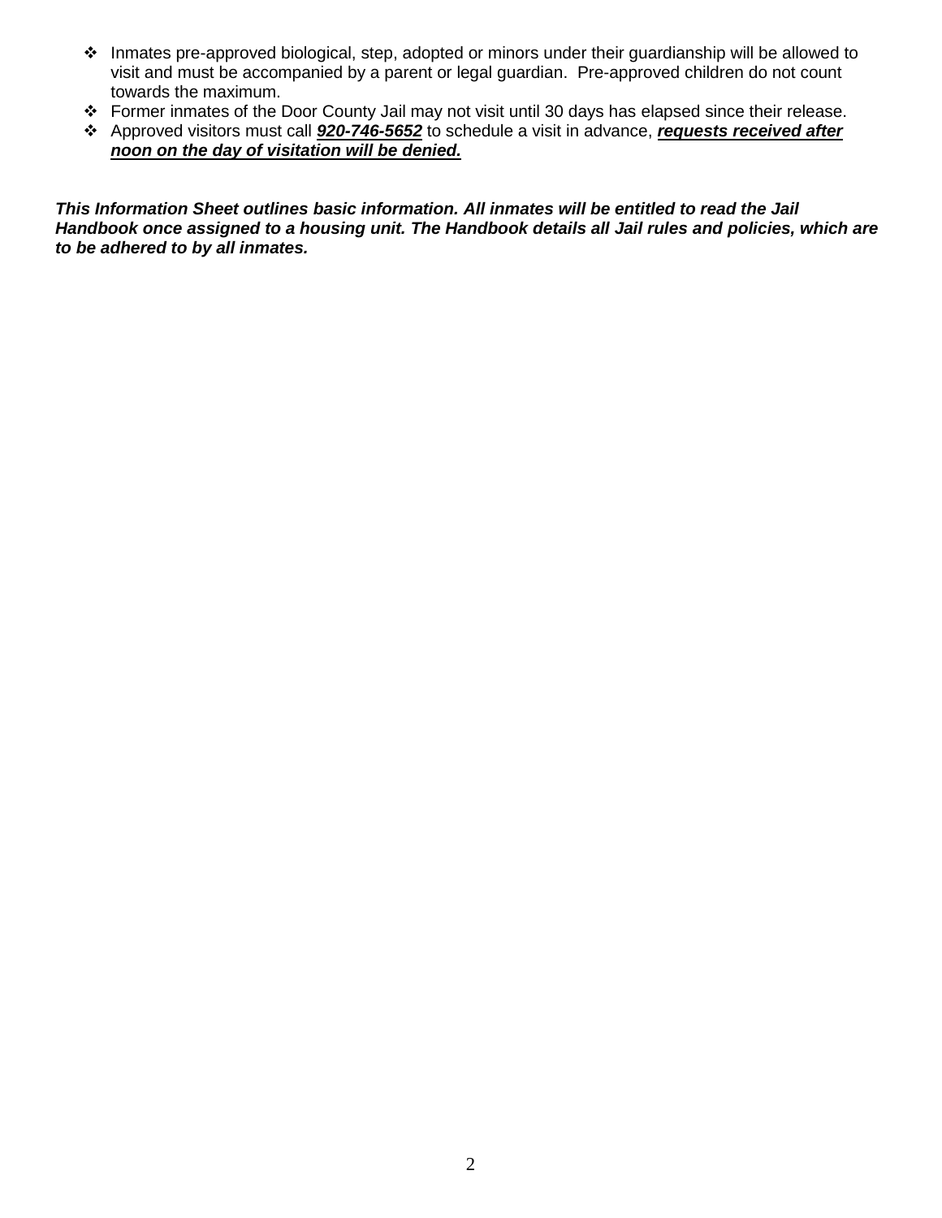- Inmates pre-approved biological, step, adopted or minors under their guardianship will be allowed to visit and must be accompanied by a parent or legal guardian. Pre-approved children do not count towards the maximum.
- Former inmates of the Door County Jail may not visit until 30 days has elapsed since their release.
- Approved visitors must call ***920-746-5652*** to schedule a visit in advance, ***requests received after noon on the day of visitation will be denied.***

***This Information Sheet outlines basic information. All inmates will be entitled to read the Jail Handbook once assigned to a housing unit. The Handbook details all Jail rules and policies, which are to be adhered to by all inmates.***